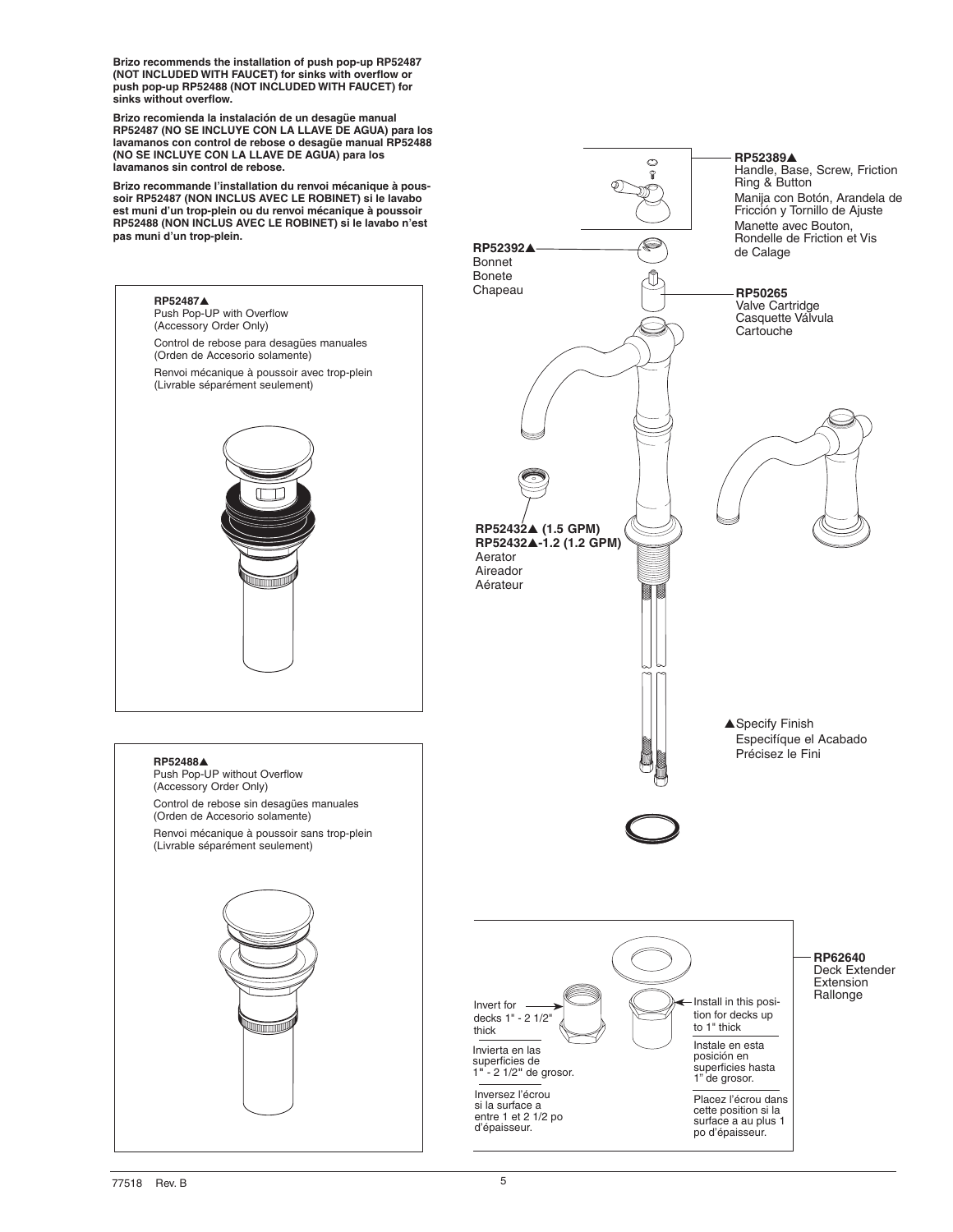**Brizo recommends the installation of push pop-up RP52487 (NOT INCLUDED WITH FAUCET) for sinks with overflow or push pop-up RP52488 (NOT INCLUDED WITH FAUCET) for sinks without overflow.**

**Brizo recomienda la instalación de un desagüe manual RP52487 (NO SE INCLUYE CON LA LLAVE DE AGUA) para los lavamanos con control de rebose o desagüe manual RP52488 (NO SE INCLUYE CON LA LLAVE DE AGUA) para los lavamanos sin control de rebose.**

**Brizo recommande l'installation du renvoi mécanique à poussoir RP52487 (NON INCLUS AVEC LE ROBINET) si le lavabo est muni d'un trop-plein ou du renvoi mécanique à poussoir RP52488 (NON INCLUS AVEC LE ROBINET) si le lavabo n'est pas muni d'un trop-plein.**

**RP52487▲**
Push Pop-UP with Overflow
(Accessory Order Only)

Control de rebose para desagües manuales
(Orden de Accesorio solamente)

Renvoi mécanique à poussoir avec trop-plein
(Livrable séparément seulement)

**RP52488▲**
Push Pop-UP without Overflow
(Accessory Order Only)

Control de rebose sin desagües manuales
(Orden de Accesorio solamente)

Renvoi mécanique à poussoir sans trop-plein
(Livrable séparément seulement)

**RP52389▲**
Handle, Base, Screw, Friction Ring & Button
Manija con Botón, Arandela de Fricción y Tornillo de Ajuste
Manette avec Bouton, Rondelle de Friction et Vis de Calage

**RP52392▲**
Bonnet
Bonete
Chapeau

**RP50265**
Valve Cartridge
Casquette Válvula
Cartouche

**RP52432▲ (1.5 GPM)**
**RP52432▲-1.2 (1.2 GPM)**
Aerator
Aireador
Aérateur

▲Specify Finish
Especifíque el Acabado
Précisez le Fini

**RP62640**
Deck Extender
Extension
Rallonge

Invert for decks 1" - 2 1/2" thick

Invierta en las superficies de 1" - 2 1/2" de grosor.

Inversez l'écrou si la surface a entre 1 et 2 1/2 po d'épaisseur.

Install in this position for decks up to 1" thick

Instale en esta posición en superficies hasta 1" de grosor.

Placez l'écrou dans cette position si la surface a au plus 1 po d'épaisseur.

77518 Rev. B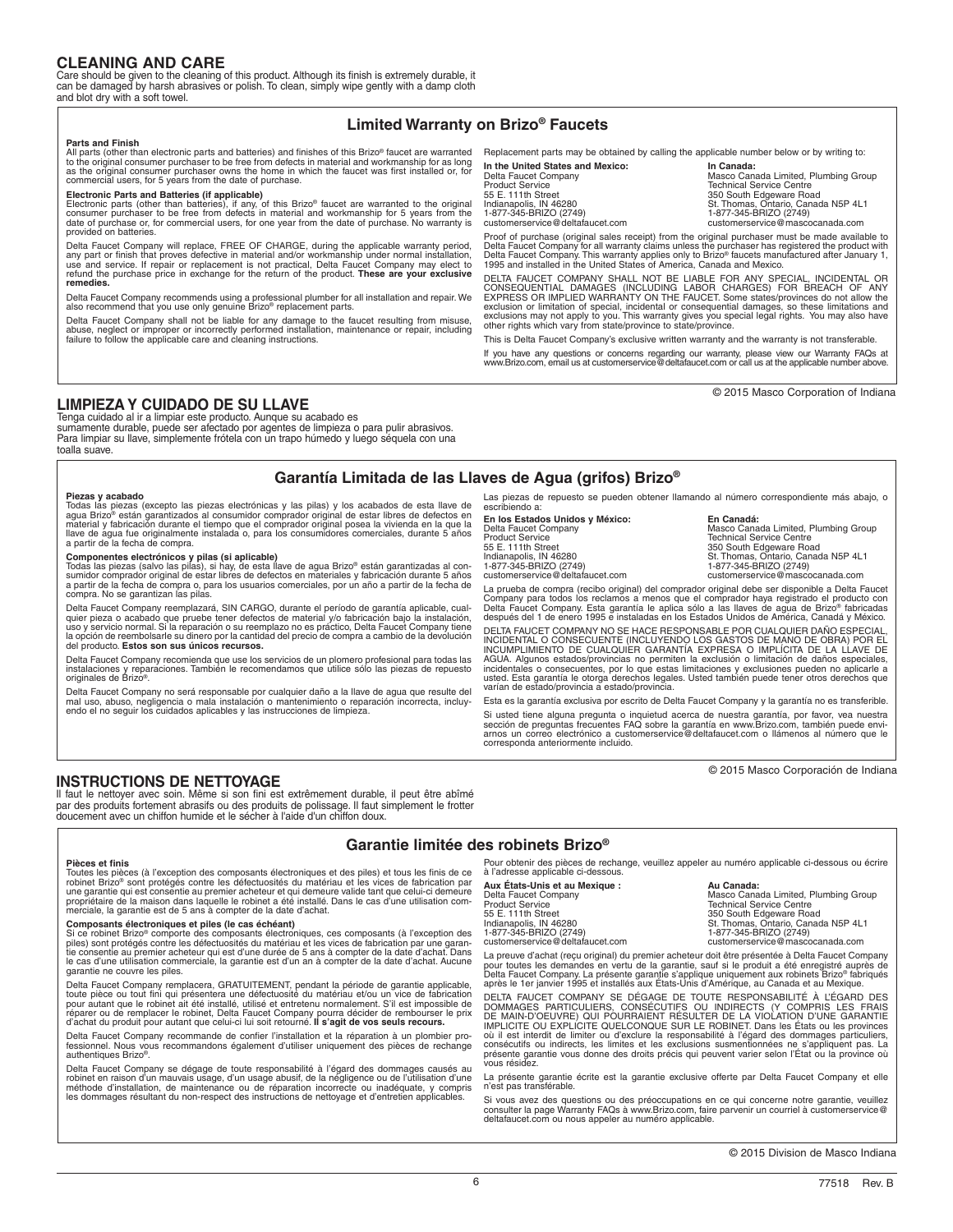## CLEANING AND CARE

Care should be given to the cleaning of this product. Although its finish is extremely durable, it can be damaged by harsh abrasives or polish. To clean, simply wipe gently with a damp cloth and blot dry with a soft towel.

### Limited Warranty on Brizo® Faucets

**Parts and Finish**
All parts (other than electronic parts and batteries) and finishes of this Brizo® faucet are warranted to the original consumer purchaser to be free from defects in material and workmanship for as long as the original consumer purchaser owns the home in which the faucet was first installed or, for commercial users, for 5 years from the date of purchase.

**Electronic Parts and Batteries (if applicable)**
Electronic parts (other than batteries), if any, of this Brizo® faucet are warranted to the original consumer purchaser to be free from defects in material and workmanship for 5 years from the date of purchase or, for commercial users, for one year from the date of purchase. No warranty is provided on batteries.

Delta Faucet Company will replace, FREE OF CHARGE, during the applicable warranty period, any part or finish that proves defective in material and/or workmanship under normal installation, use and service. If repair or replacement is not practical, Delta Faucet Company may elect to refund the purchase price in exchange for the return of the product. **These are your exclusive remedies.**

Delta Faucet Company recommends using a professional plumber for all installation and repair. We also recommend that you use only genuine Brizo® replacement parts.

Delta Faucet Company shall not be liable for any damage to the faucet resulting from misuse, abuse, neglect or improper or incorrectly performed installation, maintenance or repair, including failure to follow the applicable care and cleaning instructions.

Replacement parts may be obtained by calling the applicable number below or by writing to:

**In the United States and Mexico:**
Delta Faucet Company
Product Service
55 E. 111th Street
Indianapolis, IN 46280
1-877-345-BRIZO (2749)
customerservice@deltafaucet.com

**In Canada:**
Masco Canada Limited, Plumbing Group
Technical Service Centre
350 South Edgeware Road
St. Thomas, Ontario, Canada N5P 4L1
1-877-345-BRIZO (2749)
customerservice@mascocanada.com

Proof of purchase (original sales receipt) from the original purchaser must be made available to Delta Faucet Company for all warranty claims unless the purchaser has registered the product with Delta Faucet Company. This warranty applies only to Brizo® faucets manufactured after January 1, 1995 and installed in the United States of America, Canada and Mexico.

DELTA FAUCET COMPANY SHALL NOT BE LIABLE FOR ANY SPECIAL, INCIDENTAL OR CONSEQUENTIAL DAMAGES (INCLUDING LABOR CHARGES) FOR BREACH OF ANY EXPRESS OR IMPLIED WARRANTY ON THE FAUCET. Some states/provinces do not allow the exclusion or limitation of special, incidental or consequential damages, so these limitations and exclusions may not apply to you. This warranty gives you special legal rights. You may also have other rights which vary from state/province to state/province.

This is Delta Faucet Company's exclusive written warranty and the warranty is not transferable.

If you have any questions or concerns regarding our warranty, please view our Warranty FAQs at www.Brizo.com, email us at customerservice@deltafaucet.com or call us at the applicable number above.

© 2015 Masco Corporation of Indiana

## LIMPIEZA Y CUIDADO DE SU LLAVE

Tenga cuidado al ir a limpiar este producto. Aunque su acabado es sumamente durable, puede ser afectado por agentes de limpieza o para pulir abrasivos. Para limpiar su llave, simplemente frótela con un trapo húmedo y luego séquela con una toalla suave.

### Garantía Limitada de las Llaves de Agua (grifos) Brizo®

**Piezas y acabado**
Todas las piezas (excepto las piezas electrónicas y las pilas) y los acabados de esta llave de agua Brizo® están garantizados al consumidor comprador original de estar libres de defectos en material y fabricación durante el tiempo que el comprador original posea la vivienda en la que la llave de agua fue originalmente instalada o, para los consumidores comerciales, durante 5 años a partir de la fecha de compra.

**Componentes electrónicos y pilas (si aplicable)**
Todas las piezas (salvo las pilas), si hay, de esta llave de agua Brizo® están garantizadas al consumidor comprador original de estar libres de defectos en materiales y fabricación durante 5 años a partir de la fecha de compra o, para los usuarios comerciales, por un año a partir de la fecha de compra. No se garantizan las pilas.

Delta Faucet Company reemplazará, SIN CARGO, durante el período de garantía aplicable, cualquier pieza o acabado que pruebe tener defectos de material y/o fabricación bajo la instalación, uso y servicio normal. Si la reparación o su reemplazo no es práctico, Delta Faucet Company tiene la opción de reembolsarle su dinero por la cantidad del precio de compra a cambio de la devolución del producto. **Estos son sus únicos recursos.**

Delta Faucet Company recomienda que use los servicios de un plomero profesional para todas las instalaciones y reparaciones. También le recomendamos que utilice sólo las piezas de repuesto originales de Brizo®.

Delta Faucet Company no será responsable por cualquier daño a la llave de agua que resulte del mal uso, abuso, negligencia o mala instalación o mantenimiento o reparación incorrecta, incluyendo el no seguir los cuidados aplicables y las instrucciones de limpieza.

Las piezas de repuesto se pueden obtener llamando al número correspondiente más abajo, o escribiendo a:

**En los Estados Unidos y México:**
Delta Faucet Company
Product Service
55 E. 111th Street
Indianapolis, IN 46280
1-877-345-BRIZO (2749)
customerservice@deltafaucet.com

**En Canadá:**
Masco Canada Limited, Plumbing Group
Technical Service Centre
350 South Edgeware Road
St. Thomas, Ontario, Canada N5P 4L1
1-877-345-BRIZO (2749)
customerservice@mascocanada.com

La prueba de compra (recibo original) del comprador original debe ser disponible a Delta Faucet Company para todos los reclamos a menos que el comprador haya registrado el producto con Delta Faucet Company. Esta garantía le aplica sólo a las llaves de agua de Brizo® fabricadas después del 1 de enero 1995 e instaladas en los Estados Unidos de América, Canadá y México.

DELTA FAUCET COMPANY NO SE HACE RESPONSABLE POR CUALQUIER DAÑO ESPECIAL, INCIDENTAL O CONSECUENTE (INCLUYENDO LOS GASTOS DE MANO DE OBRA) POR EL INCUMPLIMIENTO DE CUALQUIER GARANTÍA EXPRESA O IMPLÍCITA DE LA LLAVE DE AGUA. Algunos estados/provincias no permiten la exclusión o limitación de daños especiales, incidentales o consecuentes, por lo que estas limitaciones y exclusiones pueden no aplicarle a usted. Esta garantía le otorga derechos legales. Usted también puede tener otros derechos que varían de estado/provincia a estado/provincia.

Esta es la garantía exclusiva por escrito de Delta Faucet Company y la garantía no es transferible.

Si usted tiene alguna pregunta o inquietud acerca de nuestra garantía, por favor, vea nuestra sección de preguntas frecuentes FAQ sobre la garantía en www.Brizo.com, también puede enviarnos un correo electrónico a customerservice@deltafaucet.com o llámenos al número que le corresponda anteriormente incluido.

© 2015 Masco Corporación de Indiana

## INSTRUCTIONS DE NETTOYAGE

Il faut le nettoyer avec soin. Même si son fini est extrêmement durable, il peut être abîmé par des produits fortement abrasifs ou des produits de polissage. Il faut simplement le frotter doucement avec un chiffon humide et le sécher à l'aide d'un chiffon doux.

### Garantie limitée des robinets Brizo®

**Pièces et finis**
Toutes les pièces (à l'exception des composants électroniques et des piles) et tous les finis de ce robinet Brizo® sont protégés contre les défectuosités du matériau et les vices de fabrication par une garantie qui est consentie au premier acheteur et qui demeure valide tant que celui-ci demeure propriétaire de la maison dans laquelle le robinet a été installé. Dans le cas d'une utilisation commerciale, la garantie est de 5 ans à compter de la date d'achat.

**Composants électroniques et piles (le cas échéant)**
Si ce robinet Brizo® comporte des composants électroniques, ces composants (à l'exception des piles) sont protégés contre les défectuosités du matériau et les vices de fabrication par une garantie consentie au premier acheteur qui est d'une durée de 5 ans à compter de la date d'achat. Dans le cas d'une utilisation commerciale, la garantie est d'un an à compter de la date d'achat. Aucune garantie ne couvre les piles.

Delta Faucet Company remplacera, GRATUITEMENT, pendant la période de garantie applicable, toute pièce ou tout fini qui présentera une défectuosité du matériau et/ou un vice de fabrication pour autant que le robinet ait été installé, utilisé et entretenu normalement. S'il est impossible de réparer ou de remplacer le robinet, Delta Faucet Company pourra décider de rembourser le prix d'achat du produit pour autant que celui-ci lui soit retourné. **Il s'agit de vos seuls recours.**

Delta Faucet Company recommande de confier l'installation et la réparation à un plombier professionnel. Nous vous recommandons également d'utiliser uniquement des pièces de rechange authentiques Brizo®.

Delta Faucet Company se dégage de toute responsabilité à l'égard des dommages causés au robinet en raison d'un mauvais usage, d'un usage abusif, de la négligence ou de l'utilisation d'une méthode d'installation, de maintenance ou de réparation incorrecte ou inadéquate, y compris les dommages résultant du non-respect des instructions de nettoyage et d'entretien applicables.

Pour obtenir des pièces de rechange, veuillez appeler au numéro applicable ci-dessous ou écrire à l'adresse applicable ci-dessous.

**Aux États-Unis et au Mexique :**
Delta Faucet Company
Product Service
55 E. 111th Street
Indianapolis, IN 46280
1-877-345-BRIZO (2749)
customerservice@deltafaucet.com

**Au Canada:**
Masco Canada Limited, Plumbing Group
Technical Service Centre
350 South Edgeware Road
St. Thomas, Ontario, Canada N5P 4L1
1-877-345-BRIZO (2749)
customerservice@mascocanada.com

La preuve d'achat (reçu original) du premier acheteur doit être présentée à Delta Faucet Company pour toutes les demandes en vertu de la garantie, sauf si le produit a été enregistré auprès de Delta Faucet Company. La présente garantie s'applique uniquement aux robinets Brizo® fabriqués après le 1er janvier 1995 et installés aux États-Unis d'Amérique, au Canada et au Mexique.

DELTA FAUCET COMPANY SE DÉGAGE DE TOUTE RESPONSABILITÉ À L'ÉGARD DES DOMMAGES PARTICULIERS, CONSÉCUTIFS OU INDIRECTS (Y COMPRIS LES FRAIS DE MAIN-D'OEUVRE) QUI POURRAIENT RÉSULTER DE LA VIOLATION D'UNE GARANTIE IMPLICITE OU EXPLICITE QUELCONQUE SUR LE ROBINET. Dans les États ou les provinces où il est interdit de limiter ou d'exclure la responsabilité à l'égard des dommages particuliers, consécutifs ou indirects, les limites et les exclusions susmentionnées ne s'appliquent pas. La présente garantie vous donne des droits précis qui peuvent varier selon l'État ou la province où vous résidez.

La présente garantie écrite est la garantie exclusive offerte par Delta Faucet Company et elle n'est pas transférable.

Si vous avez des questions ou des préoccupations en ce qui concerne notre garantie, veuillez consulter la page Warranty FAQs à www.Brizo.com, faire parvenir un courriel à customerservice@deltafaucet.com ou nous appeler au numéro applicable.

© 2015 Division de Masco Indiana

77518 Rev. B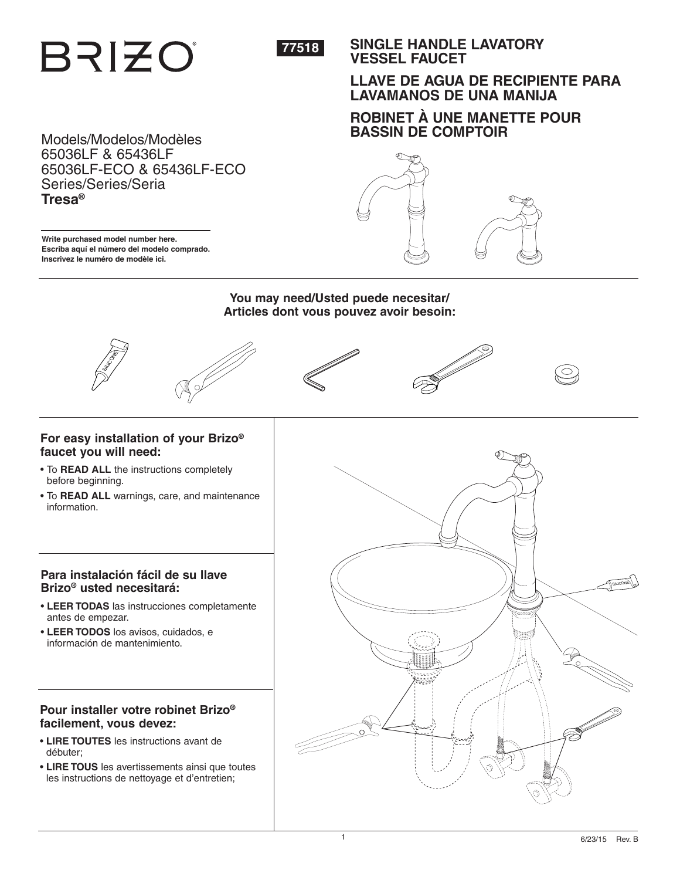BRIZO®

**77518**

# SINGLE HANDLE LAVATORY VESSEL FAUCET

# LLAVE DE AGUA DE RECIPIENTE PARA LAVAMANOS DE UNA MANIJA

# ROBINET À UNE MANETTE POUR BASSIN DE COMPTOIR

Models/Modelos/Modèles
65036LF & 65436LF
65036LF-ECO & 65436LF-ECO
Series/Series/Seria
**Tresa®**

---

**Write purchased model number here.**
**Escriba aquí el número del modelo comprado.**
**Inscrivez le numéro de modèle ici.**

**You may need/Usted puede necesitar/**
**Articles dont vous pouvez avoir besoin:**

## For easy installation of your Brizo® faucet you will need:

- To **READ ALL** the instructions completely before beginning.
- To **READ ALL** warnings, care, and maintenance information.

## Para instalación fácil de su llave Brizo® usted necesitará:

- **LEER TODAS** las instrucciones completamente antes de empezar.
- **LEER TODOS** los avisos, cuidados, e información de mantenimiento.

## Pour installer votre robinet Brizo® facilement, vous devez:

- **LIRE TOUTES** les instructions avant de débuter;
- **LIRE TOUS** les avertissements ainsi que toutes les instructions de nettoyage et d'entretien;

6/23/15 Rev. B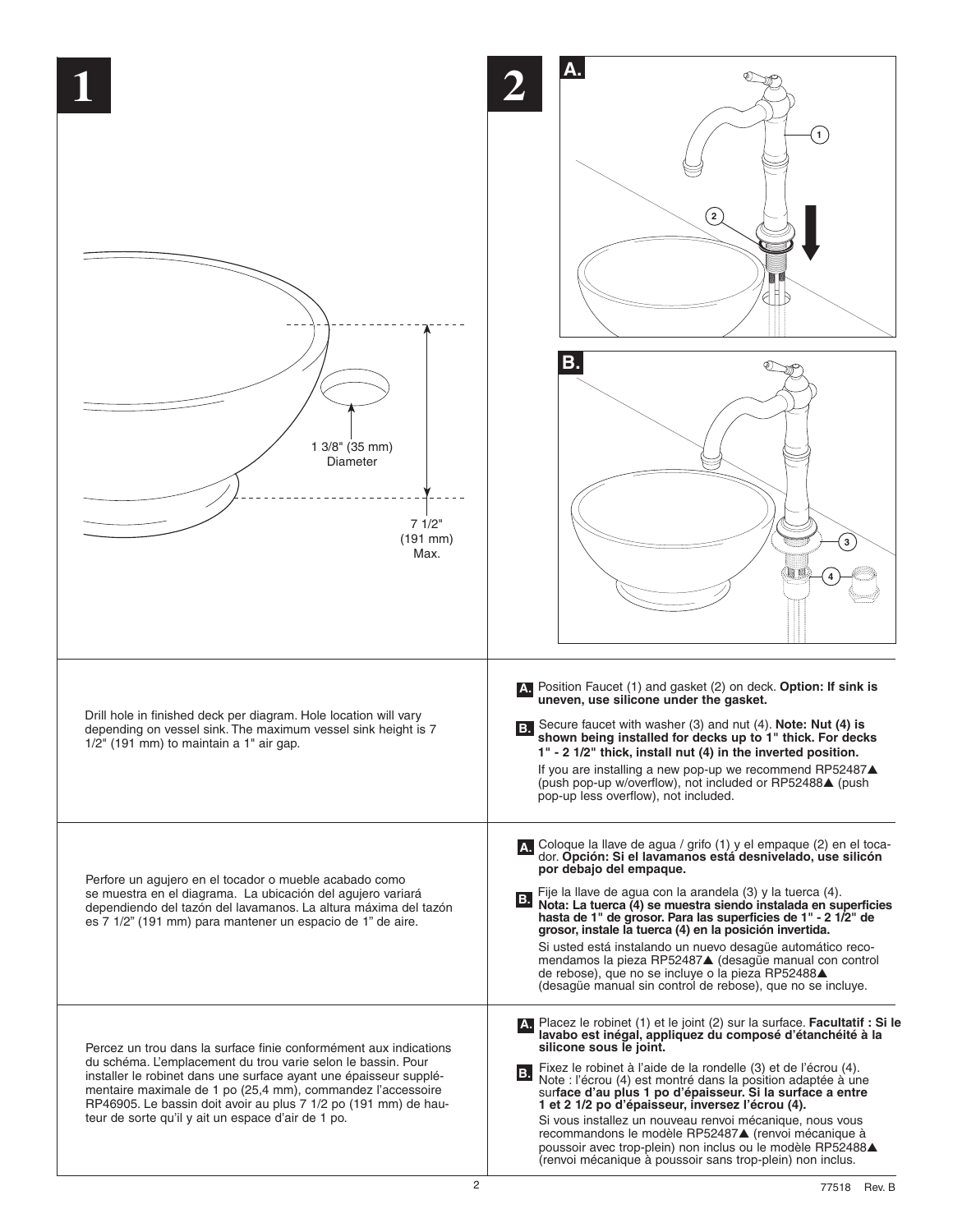# 1

1 3/8" (35 mm) Diameter

7 1/2" (191 mm) Max.

Drill hole in finished deck per diagram. Hole location will vary depending on vessel sink. The maximum vessel sink height is 7 1/2" (191 mm) to maintain a 1" air gap.

Perfore un agujero en el tocador o mueble acabado como se muestra en el diagrama. La ubicación del agujero variará dependiendo del tazón del lavamanos. La altura máxima del tazón es 7 1/2" (191 mm) para mantener un espacio de 1" de aire.

Percez un trou dans la surface finie conformément aux indications du schéma. L'emplacement du trou varie selon le bassin. Pour installer le robinet dans une surface ayant une épaisseur supplémentaire maximale de 1 po (25,4 mm), commandez l'accessoire RP46905. Le bassin doit avoir au plus 7 1/2 po (191 mm) de hauteur de sorte qu'il y ait un espace d'air de 1 po.

# 2

**A.** Position Faucet (1) and gasket (2) on deck. **Option: If sink is uneven, use silicone under the gasket.**

**B.** Secure faucet with washer (3) and nut (4). **Note: Nut (4) is shown being installed for decks up to 1" thick. For decks 1" - 2 1/2" thick, install nut (4) in the inverted position.**

If you are installing a new pop-up we recommend RP52487▲ (push pop-up w/overflow), not included or RP52488▲ (push pop-up less overflow), not included.

**A.** Coloque la llave de agua / grifo (1) y el empaque (2) en el tocador. **Opción: Si el lavamanos está desnivelado, use silicón por debajo del empaque.**

**B.** Fije la llave de agua con la arandela (3) y la tuerca (4). **Nota: La tuerca (4) se muestra siendo instalada en superficies hasta de 1" de grosor. Para las superficies de 1" - 2 1/2" de grosor, instale la tuerca (4) en la posición invertida.**

Si usted está instalando un nuevo desagüe automático recomendamos la pieza RP52487▲ (desagüe manual con control de rebose), que no se incluye o la pieza RP52488▲ (desagüe manual sin control de rebose), que no se incluye.

**A.** Placez le robinet (1) et le joint (2) sur la surface. **Facultatif : Si le lavabo est inégal, appliquez du composé d'étanchéité à la silicone sous le joint.**

**B.** Fixez le robinet à l'aide de la rondelle (3) et de l'écrou (4). Note : l'écrou (4) est montré dans la position adaptée à une sur**face d'au plus 1 po d'épaisseur. Si la surface a entre 1 et 2 1/2 po d'épaisseur, inversez l'écrou (4).**

Si vous installez un nouveau renvoi mécanique, nous vous recommandons le modèle RP52487▲ (renvoi mécanique à poussoir avec trop-plein) non inclus ou le modèle RP52488▲ (renvoi mécanique à poussoir sans trop-plein) non inclus.

77518 Rev. B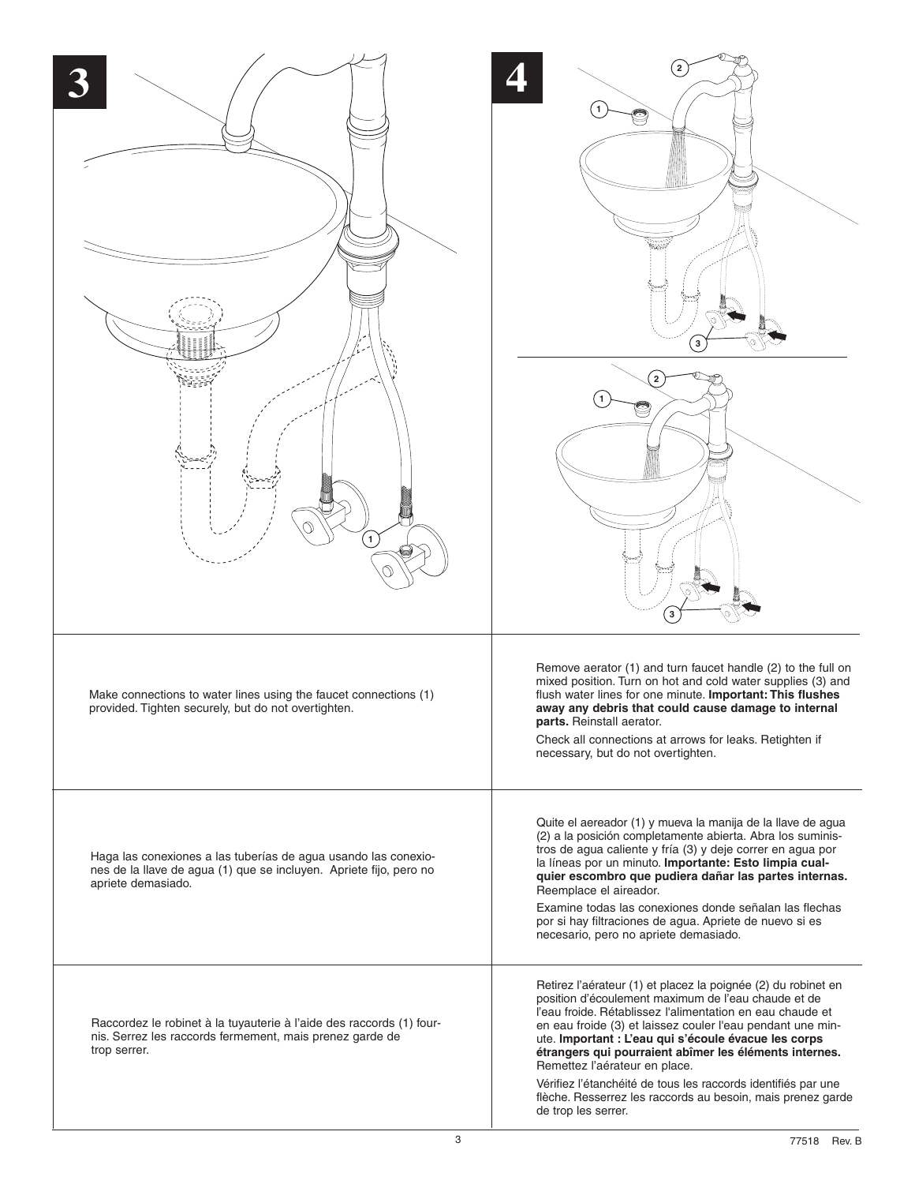## 3

Make connections to water lines using the faucet connections (1) provided. Tighten securely, but do not overtighten.

Haga las conexiones a las tuberías de agua usando las conexiones de la llave de agua (1) que se incluyen. Apriete fijo, pero no apriete demasiado.

Raccordez le robinet à la tuyauterie à l'aide des raccords (1) fournis. Serrez les raccords fermement, mais prenez garde de trop serrer.

## 4

Remove aerator (1) and turn faucet handle (2) to the full on mixed position. Turn on hot and cold water supplies (3) and flush water lines for one minute. **Important: This flushes away any debris that could cause damage to internal parts.** Reinstall aerator.

Check all connections at arrows for leaks. Retighten if necessary, but do not overtighten.

Quite el aereador (1) y mueva la manija de la llave de agua (2) a la posición completamente abierta. Abra los suministros de agua caliente y fría (3) y deje correr en agua por la líneas por un minuto. **Importante: Esto limpia cualquier escombro que pudiera dañar las partes internas.** Reemplace el aireador.

Examine todas las conexiones donde señalan las flechas por si hay filtraciones de agua. Apriete de nuevo si es necesario, pero no apriete demasiado.

Retirez l'aérateur (1) et placez la poignée (2) du robinet en position d'écoulement maximum de l'eau chaude et de l'eau froide. Rétablissez l'alimentation en eau chaude et en eau froide (3) et laissez couler l'eau pendant une minute. **Important : L'eau qui s'écoule évacue les corps étrangers qui pourraient abîmer les éléments internes.** Remettez l'aérateur en place.

Vérifiez l'étanchéité de tous les raccords identifiés par une flèche. Resserrez les raccords au besoin, mais prenez garde de trop les serrer.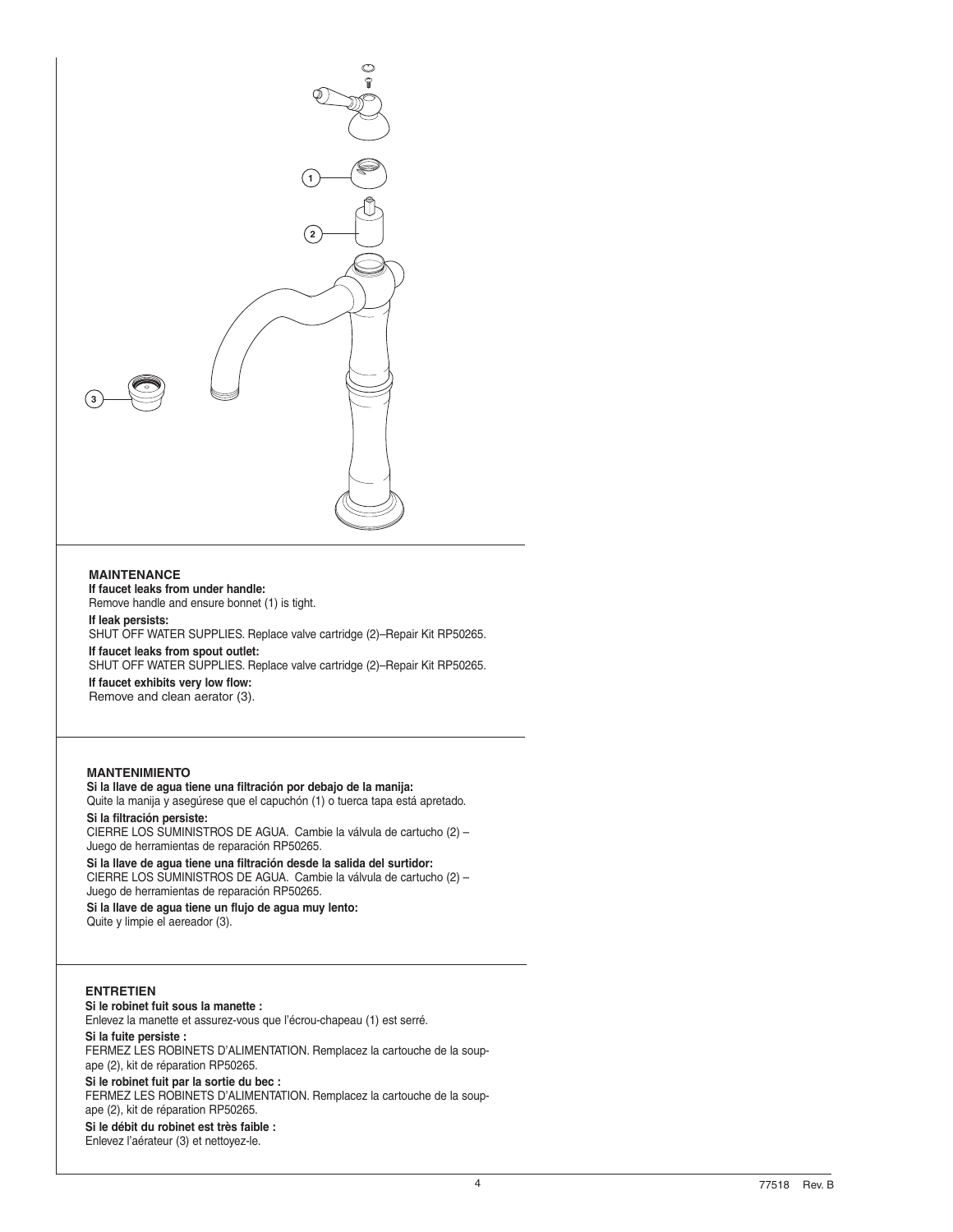1

2

3

## MAINTENANCE

**If faucet leaks from under handle:**
Remove handle and ensure bonnet (1) is tight.

**If leak persists:**
SHUT OFF WATER SUPPLIES. Replace valve cartridge (2)–Repair Kit RP50265.

**If faucet leaks from spout outlet:**
SHUT OFF WATER SUPPLIES. Replace valve cartridge (2)–Repair Kit RP50265.

**If faucet exhibits very low flow:**
Remove and clean aerator (3).

## MANTENIMIENTO

**Si la llave de agua tiene una filtración por debajo de la manija:**
Quite la manija y asegúrese que el capuchón (1) o tuerca tapa está apretado.

**Si la filtración persiste:**
CIERRE LOS SUMINISTROS DE AGUA. Cambie la válvula de cartucho (2) – Juego de herramientas de reparación RP50265.

**Si la llave de agua tiene una filtración desde la salida del surtidor:**
CIERRE LOS SUMINISTROS DE AGUA. Cambie la válvula de cartucho (2) – Juego de herramientas de reparación RP50265.

**Si la llave de agua tiene un flujo de agua muy lento:**
Quite y limpie el aereador (3).

## ENTRETIEN

**Si le robinet fuit sous la manette :**
Enlevez la manette et assurez-vous que l'écrou-chapeau (1) est serré.

**Si la fuite persiste :**
FERMEZ LES ROBINETS D'ALIMENTATION. Remplacez la cartouche de la soupape (2), kit de réparation RP50265.

**Si le robinet fuit par la sortie du bec :**
FERMEZ LES ROBINETS D'ALIMENTATION. Remplacez la cartouche de la soupape (2), kit de réparation RP50265.

**Si le débit du robinet est très faible :**
Enlevez l'aérateur (3) et nettoyez-le.

77518 Rev. B